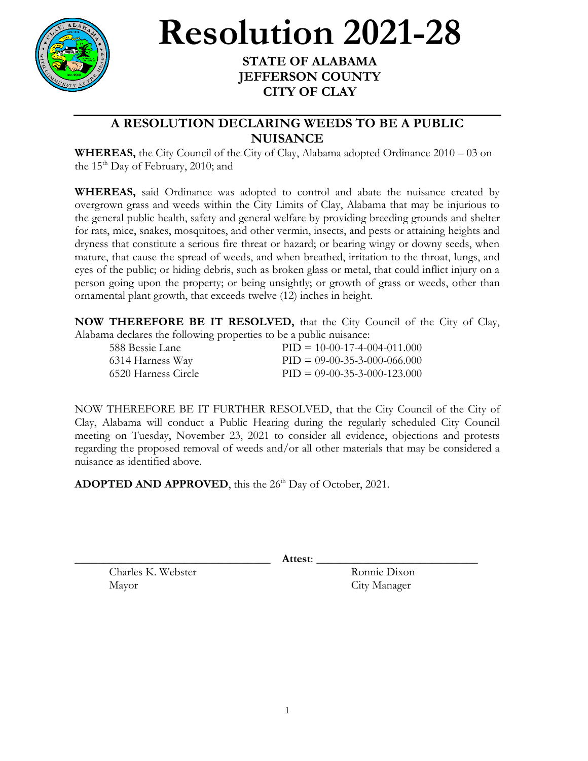# Resolution 2021-28

**STATE OF ALABAMA**
**JEFFERSON COUNTY**
**CITY OF CLAY**

## A RESOLUTION DECLARING WEEDS TO BE A PUBLIC NUISANCE

**WHEREAS,** the City Council of the City of Clay, Alabama adopted Ordinance 2010 – 03 on the 15th Day of February, 2010; and

**WHEREAS,** said Ordinance was adopted to control and abate the nuisance created by overgrown grass and weeds within the City Limits of Clay, Alabama that may be injurious to the general public health, safety and general welfare by providing breeding grounds and shelter for rats, mice, snakes, mosquitoes, and other vermin, insects, and pests or attaining heights and dryness that constitute a serious fire threat or hazard; or bearing wingy or downy seeds, when mature, that cause the spread of weeds, and when breathed, irritation to the throat, lungs, and eyes of the public; or hiding debris, such as broken glass or metal, that could inflict injury on a person going upon the property; or being unsightly; or growth of grass or weeds, other than ornamental plant growth, that exceeds twelve (12) inches in height.

**NOW THEREFORE BE IT RESOLVED,** that the City Council of the City of Clay, Alabama declares the following properties to be a public nuisance:

| | |
|---|---|
| 588 Bessie Lane | PID = 10-00-17-4-004-011.000 |
| 6314 Harness Way | PID = 09-00-35-3-000-066.000 |
| 6520 Harness Circle | PID = 09-00-35-3-000-123.000 |

NOW THEREFORE BE IT FURTHER RESOLVED, that the City Council of the City of Clay, Alabama will conduct a Public Hearing during the regularly scheduled City Council meeting on Tuesday, November 23, 2021 to consider all evidence, objections and protests regarding the proposed removal of weeds and/or all other materials that may be considered a nuisance as identified above.

**ADOPTED AND APPROVED**, this the 26th Day of October, 2021.

\_\_\_\_\_\_\_\_\_\_\_\_\_\_\_\_\_\_\_\_\_\_\_\_\_\_\_\_\_\_\_\_ **Attest**: \_\_\_\_\_\_\_\_\_\_\_\_\_\_\_\_\_\_\_\_\_\_\_\_\_\_\_\_\_\_

Charles K. Webster
Mayor

Ronnie Dixon
City Manager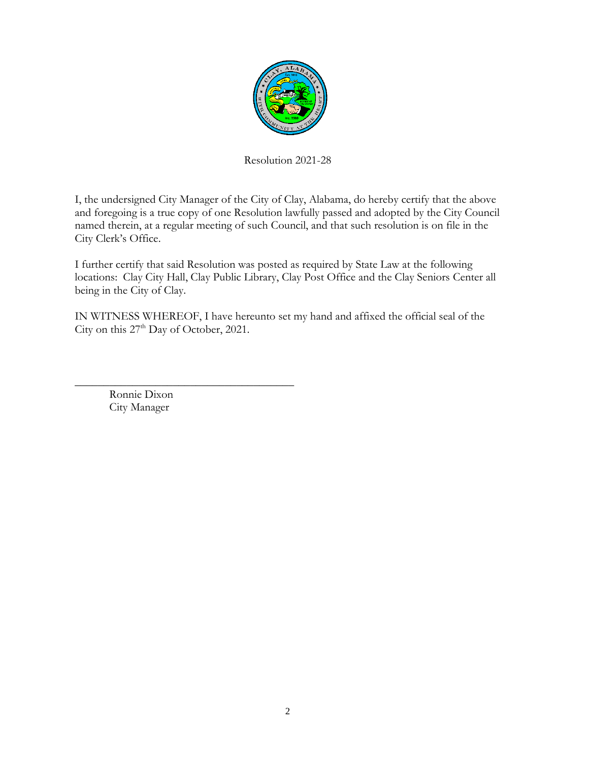Resolution 2021-28

I, the undersigned City Manager of the City of Clay, Alabama, do hereby certify that the above and foregoing is a true copy of one Resolution lawfully passed and adopted by the City Council named therein, at a regular meeting of such Council, and that such resolution is on file in the City Clerk's Office.

I further certify that said Resolution was posted as required by State Law at the following locations: Clay City Hall, Clay Public Library, Clay Post Office and the Clay Seniors Center all being in the City of Clay.

IN WITNESS WHEREOF, I have hereunto set my hand and affixed the official seal of the City on this 27th Day of October, 2021.

\_\_\_\_\_\_\_\_\_\_\_\_\_\_\_\_\_\_\_\_\_\_\_\_\_\_\_\_\_\_\_\_\_\_\_\_\_\_\_\_

Ronnie Dixon
City Manager